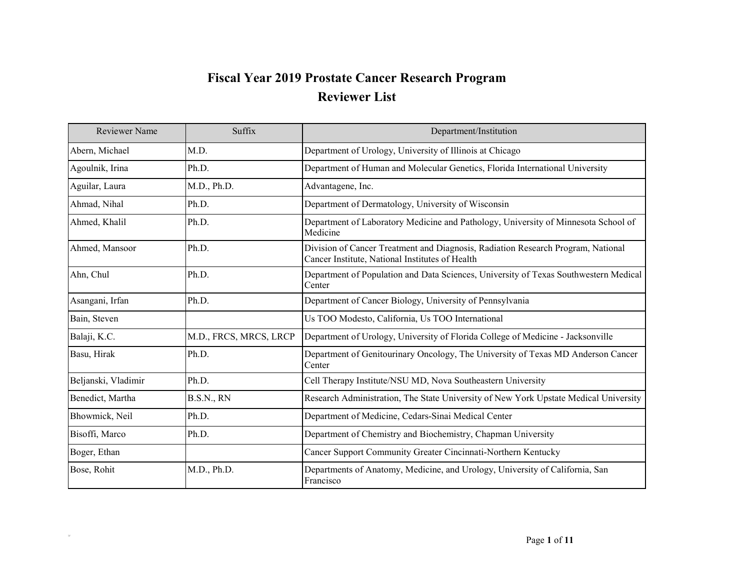# Fiscal Year 2019 Prostate Cancer Research Program

## Reviewer List

| Reviewer Name | Suffix | Department/Institution |
|---|---|---|
| Abern, Michael | M.D. | Department of Urology, University of Illinois at Chicago |
| Agoulnik, Irina | Ph.D. | Department of Human and Molecular Genetics, Florida International University |
| Aguilar, Laura | M.D., Ph.D. | Advantagene, Inc. |
| Ahmad, Nihal | Ph.D. | Department of Dermatology, University of Wisconsin |
| Ahmed, Khalil | Ph.D. | Department of Laboratory Medicine and Pathology, University of Minnesota School of Medicine |
| Ahmed, Mansoor | Ph.D. | Division of Cancer Treatment and Diagnosis, Radiation Research Program, National Cancer Institute, National Institutes of Health |
| Ahn, Chul | Ph.D. | Department of Population and Data Sciences, University of Texas Southwestern Medical Center |
| Asangani, Irfan | Ph.D. | Department of Cancer Biology, University of Pennsylvania |
| Bain, Steven | | Us TOO Modesto, California, Us TOO International |
| Balaji, K.C. | M.D., FRCS, MRCS, LRCP | Department of Urology, University of Florida College of Medicine - Jacksonville |
| Basu, Hirak | Ph.D. | Department of Genitourinary Oncology, The University of Texas MD Anderson Cancer Center |
| Beljanski, Vladimir | Ph.D. | Cell Therapy Institute/NSU MD, Nova Southeastern University |
| Benedict, Martha | B.S.N., RN | Research Administration, The State University of New York Upstate Medical University |
| Bhowmick, Neil | Ph.D. | Department of Medicine, Cedars-Sinai Medical Center |
| Bisoffi, Marco | Ph.D. | Department of Chemistry and Biochemistry, Chapman University |
| Boger, Ethan | | Cancer Support Community Greater Cincinnati-Northern Kentucky |
| Bose, Rohit | M.D., Ph.D. | Departments of Anatomy, Medicine, and Urology, University of California, San Francisco |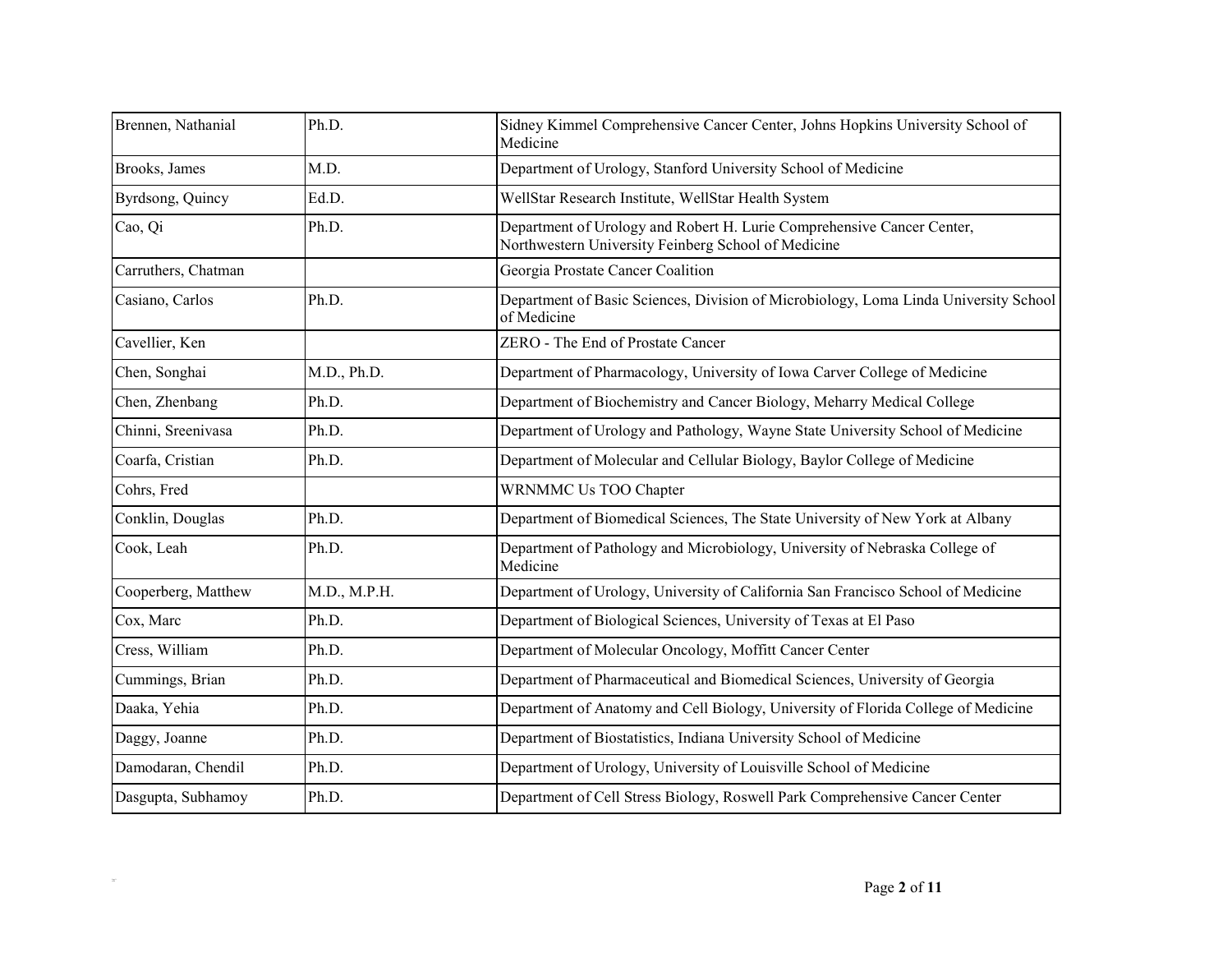| Brennen, Nathanial | Ph.D. | Sidney Kimmel Comprehensive Cancer Center, Johns Hopkins University School of Medicine |
|---|---|---|
| Brooks, James | M.D. | Department of Urology, Stanford University School of Medicine |
| Byrdsong, Quincy | Ed.D. | WellStar Research Institute, WellStar Health System |
| Cao, Qi | Ph.D. | Department of Urology and Robert H. Lurie Comprehensive Cancer Center, Northwestern University Feinberg School of Medicine |
| Carruthers, Chatman | | Georgia Prostate Cancer Coalition |
| Casiano, Carlos | Ph.D. | Department of Basic Sciences, Division of Microbiology, Loma Linda University School of Medicine |
| Cavellier, Ken | | ZERO - The End of Prostate Cancer |
| Chen, Songhai | M.D., Ph.D. | Department of Pharmacology, University of Iowa Carver College of Medicine |
| Chen, Zhenbang | Ph.D. | Department of Biochemistry and Cancer Biology, Meharry Medical College |
| Chinni, Sreenivasa | Ph.D. | Department of Urology and Pathology, Wayne State University School of Medicine |
| Coarfa, Cristian | Ph.D. | Department of Molecular and Cellular Biology, Baylor College of Medicine |
| Cohrs, Fred | | WRNMMC Us TOO Chapter |
| Conklin, Douglas | Ph.D. | Department of Biomedical Sciences, The State University of New York at Albany |
| Cook, Leah | Ph.D. | Department of Pathology and Microbiology, University of Nebraska College of Medicine |
| Cooperberg, Matthew | M.D., M.P.H. | Department of Urology, University of California San Francisco School of Medicine |
| Cox, Marc | Ph.D. | Department of Biological Sciences, University of Texas at El Paso |
| Cress, William | Ph.D. | Department of Molecular Oncology, Moffitt Cancer Center |
| Cummings, Brian | Ph.D. | Department of Pharmaceutical and Biomedical Sciences, University of Georgia |
| Daaka, Yehia | Ph.D. | Department of Anatomy and Cell Biology, University of Florida College of Medicine |
| Daggy, Joanne | Ph.D. | Department of Biostatistics, Indiana University School of Medicine |
| Damodaran, Chendil | Ph.D. | Department of Urology, University of Louisville School of Medicine |
| Dasgupta, Subhamoy | Ph.D. | Department of Cell Stress Biology, Roswell Park Comprehensive Cancer Center |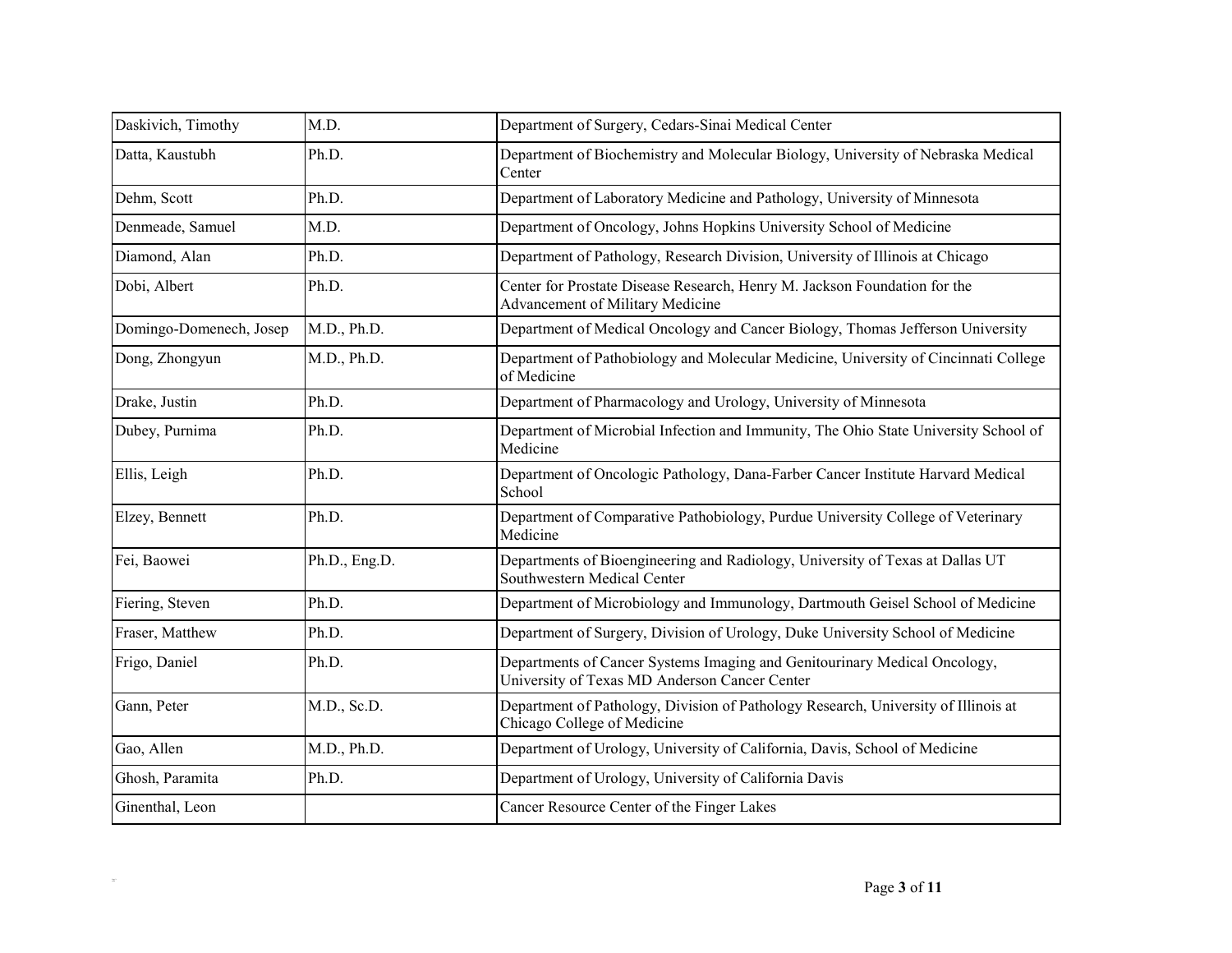| Daskivich, Timothy | M.D. | Department of Surgery, Cedars-Sinai Medical Center |
|---|---|---|
| Datta, Kaustubh | Ph.D. | Department of Biochemistry and Molecular Biology, University of Nebraska Medical Center |
| Dehm, Scott | Ph.D. | Department of Laboratory Medicine and Pathology, University of Minnesota |
| Denmeade, Samuel | M.D. | Department of Oncology, Johns Hopkins University School of Medicine |
| Diamond, Alan | Ph.D. | Department of Pathology, Research Division, University of Illinois at Chicago |
| Dobi, Albert | Ph.D. | Center for Prostate Disease Research, Henry M. Jackson Foundation for the Advancement of Military Medicine |
| Domingo-Domenech, Josep | M.D., Ph.D. | Department of Medical Oncology and Cancer Biology, Thomas Jefferson University |
| Dong, Zhongyun | M.D., Ph.D. | Department of Pathobiology and Molecular Medicine, University of Cincinnati College of Medicine |
| Drake, Justin | Ph.D. | Department of Pharmacology and Urology, University of Minnesota |
| Dubey, Purnima | Ph.D. | Department of Microbial Infection and Immunity, The Ohio State University School of Medicine |
| Ellis, Leigh | Ph.D. | Department of Oncologic Pathology, Dana-Farber Cancer Institute Harvard Medical School |
| Elzey, Bennett | Ph.D. | Department of Comparative Pathobiology, Purdue University College of Veterinary Medicine |
| Fei, Baowei | Ph.D., Eng.D. | Departments of Bioengineering and Radiology, University of Texas at Dallas UT Southwestern Medical Center |
| Fiering, Steven | Ph.D. | Department of Microbiology and Immunology, Dartmouth Geisel School of Medicine |
| Fraser, Matthew | Ph.D. | Department of Surgery, Division of Urology, Duke University School of Medicine |
| Frigo, Daniel | Ph.D. | Departments of Cancer Systems Imaging and Genitourinary Medical Oncology, University of Texas MD Anderson Cancer Center |
| Gann, Peter | M.D., Sc.D. | Department of Pathology, Division of Pathology Research, University of Illinois at Chicago College of Medicine |
| Gao, Allen | M.D., Ph.D. | Department of Urology, University of California, Davis, School of Medicine |
| Ghosh, Paramita | Ph.D. | Department of Urology, University of California Davis |
| Ginenthal, Leon | | Cancer Resource Center of the Finger Lakes |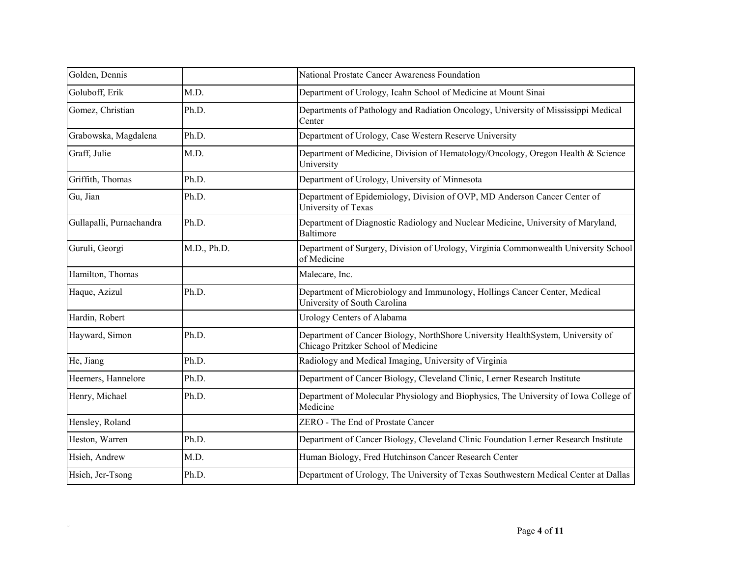| | | |
|---|---|---|
| Golden, Dennis | | National Prostate Cancer Awareness Foundation |
| Goluboff, Erik | M.D. | Department of Urology, Icahn School of Medicine at Mount Sinai |
| Gomez, Christian | Ph.D. | Departments of Pathology and Radiation Oncology, University of Mississippi Medical Center |
| Grabowska, Magdalena | Ph.D. | Department of Urology, Case Western Reserve University |
| Graff, Julie | M.D. | Department of Medicine, Division of Hematology/Oncology, Oregon Health & Science University |
| Griffith, Thomas | Ph.D. | Department of Urology, University of Minnesota |
| Gu, Jian | Ph.D. | Department of Epidemiology, Division of OVP, MD Anderson Cancer Center of University of Texas |
| Gullapalli, Purnachandra | Ph.D. | Department of Diagnostic Radiology and Nuclear Medicine, University of Maryland, Baltimore |
| Guruli, Georgi | M.D., Ph.D. | Department of Surgery, Division of Urology, Virginia Commonwealth University School of Medicine |
| Hamilton, Thomas | | Malecare, Inc. |
| Haque, Azizul | Ph.D. | Department of Microbiology and Immunology, Hollings Cancer Center, Medical University of South Carolina |
| Hardin, Robert | | Urology Centers of Alabama |
| Hayward, Simon | Ph.D. | Department of Cancer Biology, NorthShore University HealthSystem, University of Chicago Pritzker School of Medicine |
| He, Jiang | Ph.D. | Radiology and Medical Imaging, University of Virginia |
| Heemers, Hannelore | Ph.D. | Department of Cancer Biology, Cleveland Clinic, Lerner Research Institute |
| Henry, Michael | Ph.D. | Department of Molecular Physiology and Biophysics, The University of Iowa College of Medicine |
| Hensley, Roland | | ZERO - The End of Prostate Cancer |
| Heston, Warren | Ph.D. | Department of Cancer Biology, Cleveland Clinic Foundation Lerner Research Institute |
| Hsieh, Andrew | M.D. | Human Biology, Fred Hutchinson Cancer Research Center |
| Hsieh, Jer-Tsong | Ph.D. | Department of Urology, The University of Texas Southwestern Medical Center at Dallas |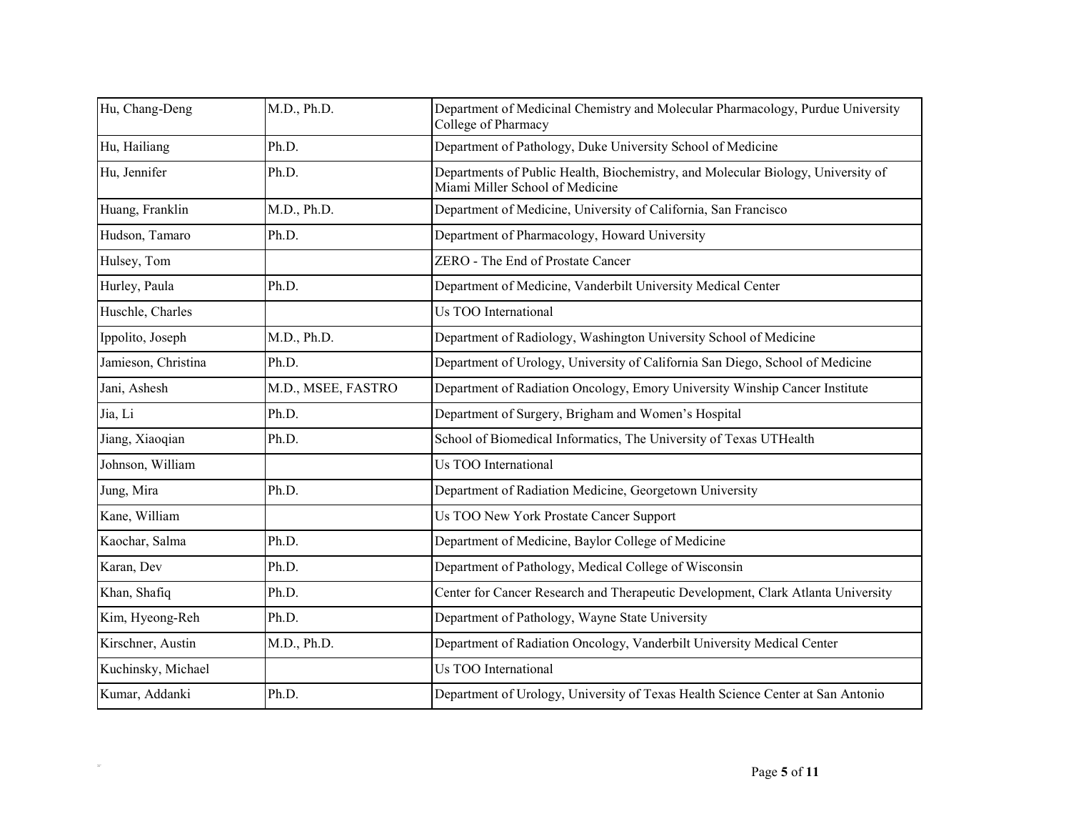| Hu, Chang-Deng | M.D., Ph.D. | Department of Medicinal Chemistry and Molecular Pharmacology, Purdue University College of Pharmacy |
|---|---|---|
| Hu, Hailiang | Ph.D. | Department of Pathology, Duke University School of Medicine |
| Hu, Jennifer | Ph.D. | Departments of Public Health, Biochemistry, and Molecular Biology, University of Miami Miller School of Medicine |
| Huang, Franklin | M.D., Ph.D. | Department of Medicine, University of California, San Francisco |
| Hudson, Tamaro | Ph.D. | Department of Pharmacology, Howard University |
| Hulsey, Tom | | ZERO - The End of Prostate Cancer |
| Hurley, Paula | Ph.D. | Department of Medicine, Vanderbilt University Medical Center |
| Huschle, Charles | | Us TOO International |
| Ippolito, Joseph | M.D., Ph.D. | Department of Radiology, Washington University School of Medicine |
| Jamieson, Christina | Ph.D. | Department of Urology, University of California San Diego, School of Medicine |
| Jani, Ashesh | M.D., MSEE, FASTRO | Department of Radiation Oncology, Emory University Winship Cancer Institute |
| Jia, Li | Ph.D. | Department of Surgery, Brigham and Women's Hospital |
| Jiang, Xiaoqian | Ph.D. | School of Biomedical Informatics, The University of Texas UTHealth |
| Johnson, William | | Us TOO International |
| Jung, Mira | Ph.D. | Department of Radiation Medicine, Georgetown University |
| Kane, William | | Us TOO New York Prostate Cancer Support |
| Kaochar, Salma | Ph.D. | Department of Medicine, Baylor College of Medicine |
| Karan, Dev | Ph.D. | Department of Pathology, Medical College of Wisconsin |
| Khan, Shafiq | Ph.D. | Center for Cancer Research and Therapeutic Development, Clark Atlanta University |
| Kim, Hyeong-Reh | Ph.D. | Department of Pathology, Wayne State University |
| Kirschner, Austin | M.D., Ph.D. | Department of Radiation Oncology, Vanderbilt University Medical Center |
| Kuchinsky, Michael | | Us TOO International |
| Kumar, Addanki | Ph.D. | Department of Urology, University of Texas Health Science Center at San Antonio |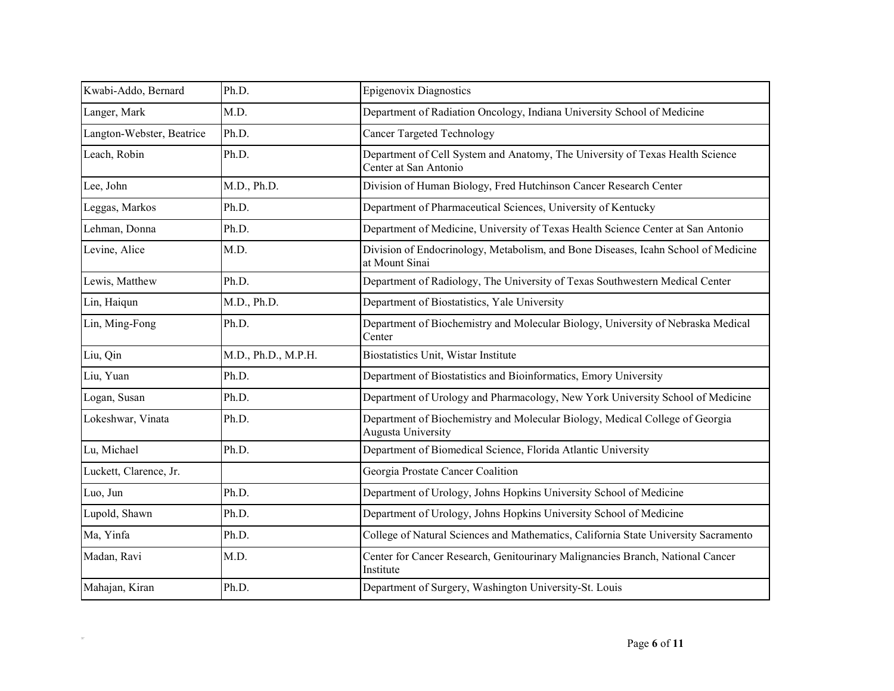| Kwabi-Addo, Bernard | Ph.D. | Epigenovix Diagnostics |
|---|---|---|
| Langer, Mark | M.D. | Department of Radiation Oncology, Indiana University School of Medicine |
| Langton-Webster, Beatrice | Ph.D. | Cancer Targeted Technology |
| Leach, Robin | Ph.D. | Department of Cell System and Anatomy, The University of Texas Health Science Center at San Antonio |
| Lee, John | M.D., Ph.D. | Division of Human Biology, Fred Hutchinson Cancer Research Center |
| Leggas, Markos | Ph.D. | Department of Pharmaceutical Sciences, University of Kentucky |
| Lehman, Donna | Ph.D. | Department of Medicine, University of Texas Health Science Center at San Antonio |
| Levine, Alice | M.D. | Division of Endocrinology, Metabolism, and Bone Diseases, Icahn School of Medicine at Mount Sinai |
| Lewis, Matthew | Ph.D. | Department of Radiology, The University of Texas Southwestern Medical Center |
| Lin, Haiqun | M.D., Ph.D. | Department of Biostatistics, Yale University |
| Lin, Ming-Fong | Ph.D. | Department of Biochemistry and Molecular Biology, University of Nebraska Medical Center |
| Liu, Qin | M.D., Ph.D., M.P.H. | Biostatistics Unit, Wistar Institute |
| Liu, Yuan | Ph.D. | Department of Biostatistics and Bioinformatics, Emory University |
| Logan, Susan | Ph.D. | Department of Urology and Pharmacology, New York University School of Medicine |
| Lokeshwar, Vinata | Ph.D. | Department of Biochemistry and Molecular Biology, Medical College of Georgia Augusta University |
| Lu, Michael | Ph.D. | Department of Biomedical Science, Florida Atlantic University |
| Luckett, Clarence, Jr. | | Georgia Prostate Cancer Coalition |
| Luo, Jun | Ph.D. | Department of Urology, Johns Hopkins University School of Medicine |
| Lupold, Shawn | Ph.D. | Department of Urology, Johns Hopkins University School of Medicine |
| Ma, Yinfa | Ph.D. | College of Natural Sciences and Mathematics, California State University Sacramento |
| Madan, Ravi | M.D. | Center for Cancer Research, Genitourinary Malignancies Branch, National Cancer Institute |
| Mahajan, Kiran | Ph.D. | Department of Surgery, Washington University-St. Louis |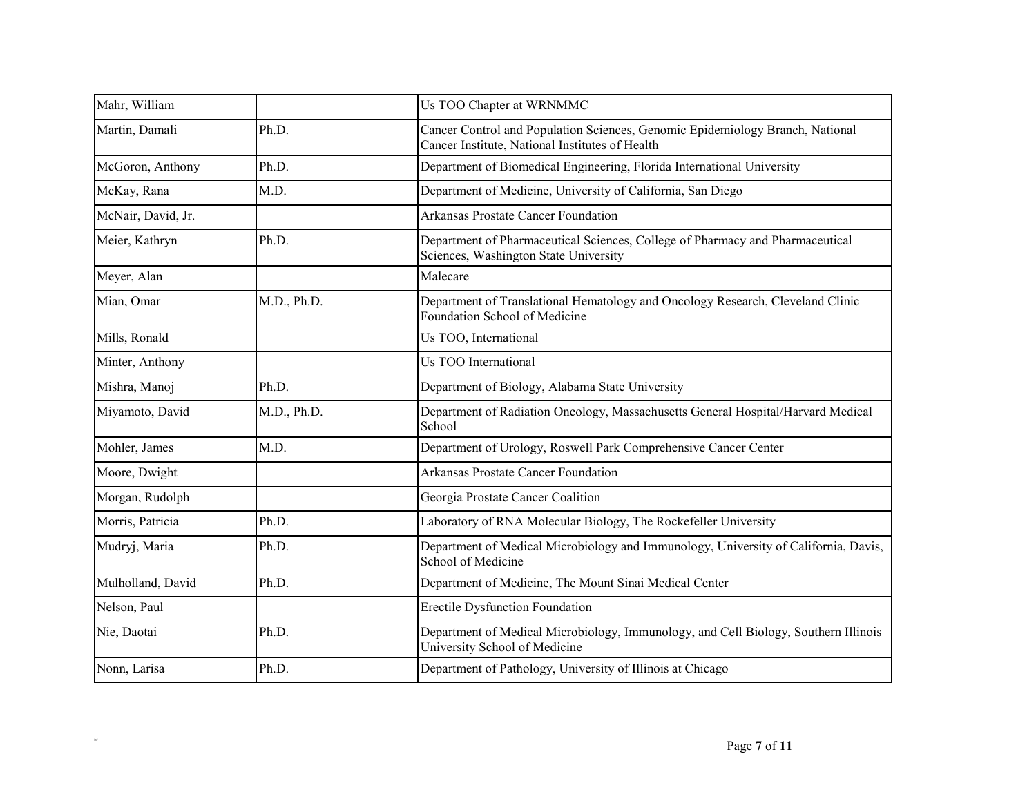| Mahr, William | | Us TOO Chapter at WRNMMC |
|---|---|---|
| Martin, Damali | Ph.D. | Cancer Control and Population Sciences, Genomic Epidemiology Branch, National Cancer Institute, National Institutes of Health |
| McGoron, Anthony | Ph.D. | Department of Biomedical Engineering, Florida International University |
| McKay, Rana | M.D. | Department of Medicine, University of California, San Diego |
| McNair, David, Jr. | | Arkansas Prostate Cancer Foundation |
| Meier, Kathryn | Ph.D. | Department of Pharmaceutical Sciences, College of Pharmacy and Pharmaceutical Sciences, Washington State University |
| Meyer, Alan | | Malecare |
| Mian, Omar | M.D., Ph.D. | Department of Translational Hematology and Oncology Research, Cleveland Clinic Foundation School of Medicine |
| Mills, Ronald | | Us TOO, International |
| Minter, Anthony | | Us TOO International |
| Mishra, Manoj | Ph.D. | Department of Biology, Alabama State University |
| Miyamoto, David | M.D., Ph.D. | Department of Radiation Oncology, Massachusetts General Hospital/Harvard Medical School |
| Mohler, James | M.D. | Department of Urology, Roswell Park Comprehensive Cancer Center |
| Moore, Dwight | | Arkansas Prostate Cancer Foundation |
| Morgan, Rudolph | | Georgia Prostate Cancer Coalition |
| Morris, Patricia | Ph.D. | Laboratory of RNA Molecular Biology, The Rockefeller University |
| Mudryj, Maria | Ph.D. | Department of Medical Microbiology and Immunology, University of California, Davis, School of Medicine |
| Mulholland, David | Ph.D. | Department of Medicine, The Mount Sinai Medical Center |
| Nelson, Paul | | Erectile Dysfunction Foundation |
| Nie, Daotai | Ph.D. | Department of Medical Microbiology, Immunology, and Cell Biology, Southern Illinois University School of Medicine |
| Nonn, Larisa | Ph.D. | Department of Pathology, University of Illinois at Chicago |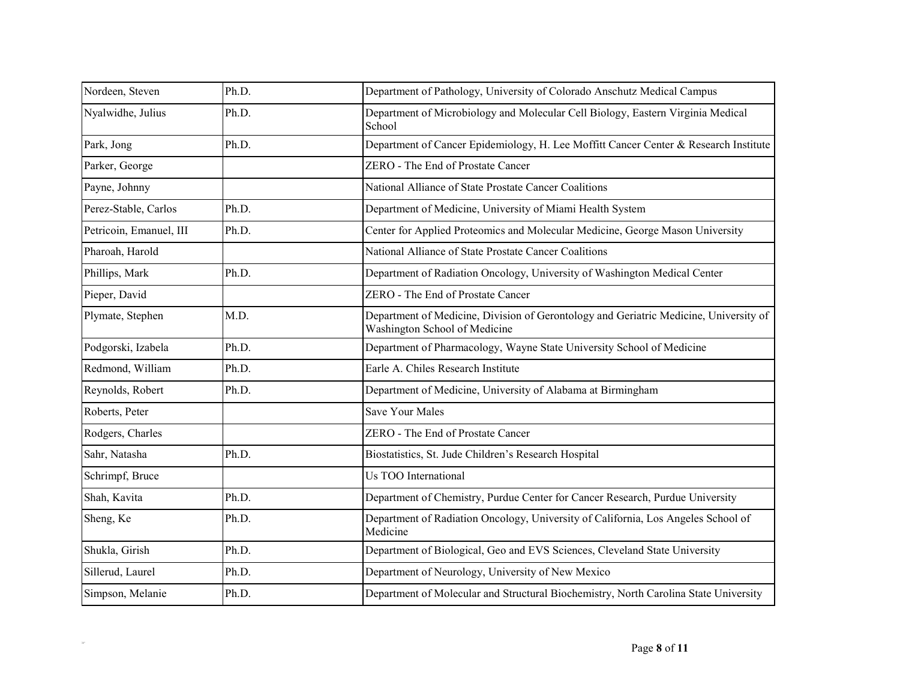| | | |
|---|---|---|
| Nordeen, Steven | Ph.D. | Department of Pathology, University of Colorado Anschutz Medical Campus |
| Nyalwidhe, Julius | Ph.D. | Department of Microbiology and Molecular Cell Biology, Eastern Virginia Medical School |
| Park, Jong | Ph.D. | Department of Cancer Epidemiology, H. Lee Moffitt Cancer Center & Research Institute |
| Parker, George | | ZERO - The End of Prostate Cancer |
| Payne, Johnny | | National Alliance of State Prostate Cancer Coalitions |
| Perez-Stable, Carlos | Ph.D. | Department of Medicine, University of Miami Health System |
| Petricoin, Emanuel, III | Ph.D. | Center for Applied Proteomics and Molecular Medicine, George Mason University |
| Pharoah, Harold | | National Alliance of State Prostate Cancer Coalitions |
| Phillips, Mark | Ph.D. | Department of Radiation Oncology, University of Washington Medical Center |
| Pieper, David | | ZERO - The End of Prostate Cancer |
| Plymate, Stephen | M.D. | Department of Medicine, Division of Gerontology and Geriatric Medicine, University of Washington School of Medicine |
| Podgorski, Izabela | Ph.D. | Department of Pharmacology, Wayne State University School of Medicine |
| Redmond, William | Ph.D. | Earle A. Chiles Research Institute |
| Reynolds, Robert | Ph.D. | Department of Medicine, University of Alabama at Birmingham |
| Roberts, Peter | | Save Your Males |
| Rodgers, Charles | | ZERO - The End of Prostate Cancer |
| Sahr, Natasha | Ph.D. | Biostatistics, St. Jude Children's Research Hospital |
| Schrimpf, Bruce | | Us TOO International |
| Shah, Kavita | Ph.D. | Department of Chemistry, Purdue Center for Cancer Research, Purdue University |
| Sheng, Ke | Ph.D. | Department of Radiation Oncology, University of California, Los Angeles School of Medicine |
| Shukla, Girish | Ph.D. | Department of Biological, Geo and EVS Sciences, Cleveland State University |
| Sillerud, Laurel | Ph.D. | Department of Neurology, University of New Mexico |
| Simpson, Melanie | Ph.D. | Department of Molecular and Structural Biochemistry, North Carolina State University |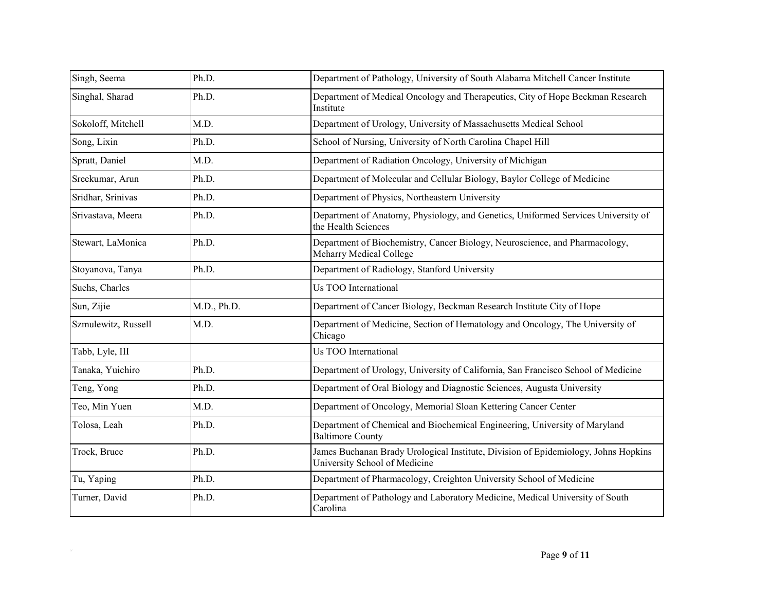| | | |
|---|---|---|
| Singh, Seema | Ph.D. | Department of Pathology, University of South Alabama Mitchell Cancer Institute |
| Singhal, Sharad | Ph.D. | Department of Medical Oncology and Therapeutics, City of Hope Beckman Research Institute |
| Sokoloff, Mitchell | M.D. | Department of Urology, University of Massachusetts Medical School |
| Song, Lixin | Ph.D. | School of Nursing, University of North Carolina Chapel Hill |
| Spratt, Daniel | M.D. | Department of Radiation Oncology, University of Michigan |
| Sreekumar, Arun | Ph.D. | Department of Molecular and Cellular Biology, Baylor College of Medicine |
| Sridhar, Srinivas | Ph.D. | Department of Physics, Northeastern University |
| Srivastava, Meera | Ph.D. | Department of Anatomy, Physiology, and Genetics, Uniformed Services University of the Health Sciences |
| Stewart, LaMonica | Ph.D. | Department of Biochemistry, Cancer Biology, Neuroscience, and Pharmacology, Meharry Medical College |
| Stoyanova, Tanya | Ph.D. | Department of Radiology, Stanford University |
| Suehs, Charles | | Us TOO International |
| Sun, Zijie | M.D., Ph.D. | Department of Cancer Biology, Beckman Research Institute City of Hope |
| Szmulewitz, Russell | M.D. | Department of Medicine, Section of Hematology and Oncology, The University of Chicago |
| Tabb, Lyle, III | | Us TOO International |
| Tanaka, Yuichiro | Ph.D. | Department of Urology, University of California, San Francisco School of Medicine |
| Teng, Yong | Ph.D. | Department of Oral Biology and Diagnostic Sciences, Augusta University |
| Teo, Min Yuen | M.D. | Department of Oncology, Memorial Sloan Kettering Cancer Center |
| Tolosa, Leah | Ph.D. | Department of Chemical and Biochemical Engineering, University of Maryland Baltimore County |
| Trock, Bruce | Ph.D. | James Buchanan Brady Urological Institute, Division of Epidemiology, Johns Hopkins University School of Medicine |
| Tu, Yaping | Ph.D. | Department of Pharmacology, Creighton University School of Medicine |
| Turner, David | Ph.D. | Department of Pathology and Laboratory Medicine, Medical University of South Carolina |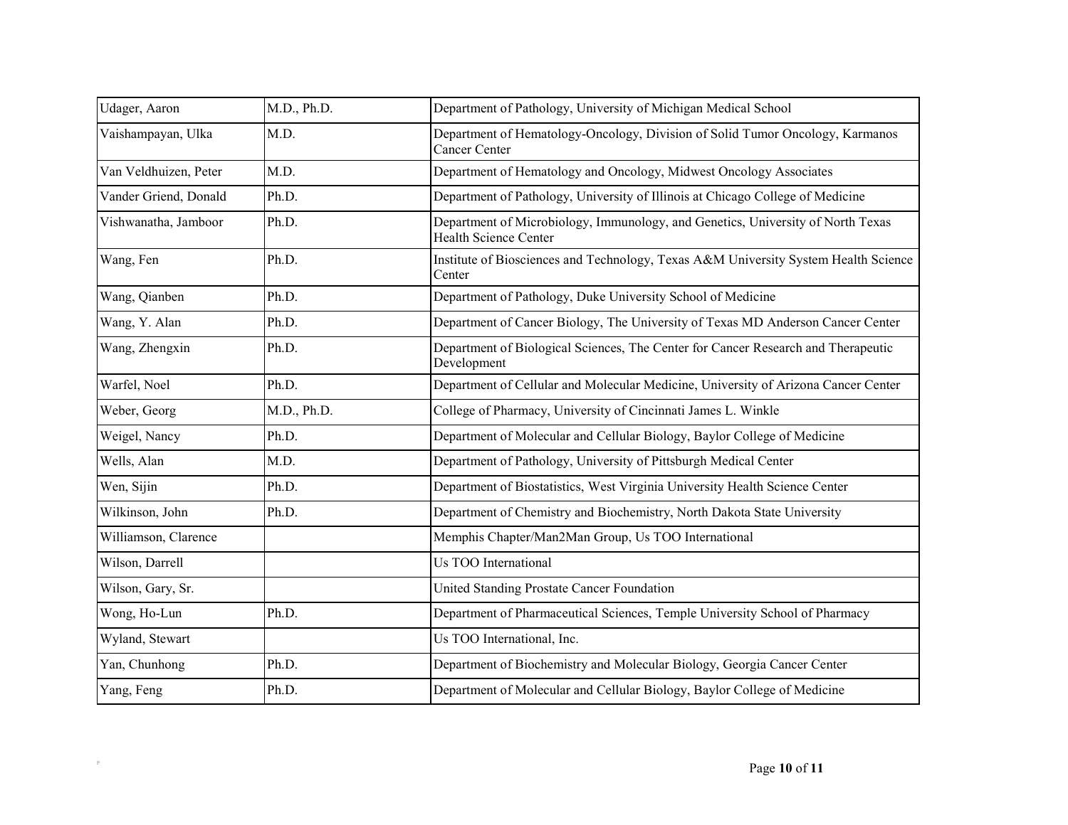| Udager, Aaron | M.D., Ph.D. | Department of Pathology, University of Michigan Medical School |
|---|---|---|
| Vaishampayan, Ulka | M.D. | Department of Hematology-Oncology, Division of Solid Tumor Oncology, Karmanos Cancer Center |
| Van Veldhuizen, Peter | M.D. | Department of Hematology and Oncology, Midwest Oncology Associates |
| Vander Griend, Donald | Ph.D. | Department of Pathology, University of Illinois at Chicago College of Medicine |
| Vishwanatha, Jamboor | Ph.D. | Department of Microbiology, Immunology, and Genetics, University of North Texas Health Science Center |
| Wang, Fen | Ph.D. | Institute of Biosciences and Technology, Texas A&M University System Health Science Center |
| Wang, Qianben | Ph.D. | Department of Pathology, Duke University School of Medicine |
| Wang, Y. Alan | Ph.D. | Department of Cancer Biology, The University of Texas MD Anderson Cancer Center |
| Wang, Zhengxin | Ph.D. | Department of Biological Sciences, The Center for Cancer Research and Therapeutic Development |
| Warfel, Noel | Ph.D. | Department of Cellular and Molecular Medicine, University of Arizona Cancer Center |
| Weber, Georg | M.D., Ph.D. | College of Pharmacy, University of Cincinnati James L. Winkle |
| Weigel, Nancy | Ph.D. | Department of Molecular and Cellular Biology, Baylor College of Medicine |
| Wells, Alan | M.D. | Department of Pathology, University of Pittsburgh Medical Center |
| Wen, Sijin | Ph.D. | Department of Biostatistics, West Virginia University Health Science Center |
| Wilkinson, John | Ph.D. | Department of Chemistry and Biochemistry, North Dakota State University |
| Williamson, Clarence | | Memphis Chapter/Man2Man Group, Us TOO International |
| Wilson, Darrell | | Us TOO International |
| Wilson, Gary, Sr. | | United Standing Prostate Cancer Foundation |
| Wong, Ho-Lun | Ph.D. | Department of Pharmaceutical Sciences, Temple University School of Pharmacy |
| Wyland, Stewart | | Us TOO International, Inc. |
| Yan, Chunhong | Ph.D. | Department of Biochemistry and Molecular Biology, Georgia Cancer Center |
| Yang, Feng | Ph.D. | Department of Molecular and Cellular Biology, Baylor College of Medicine |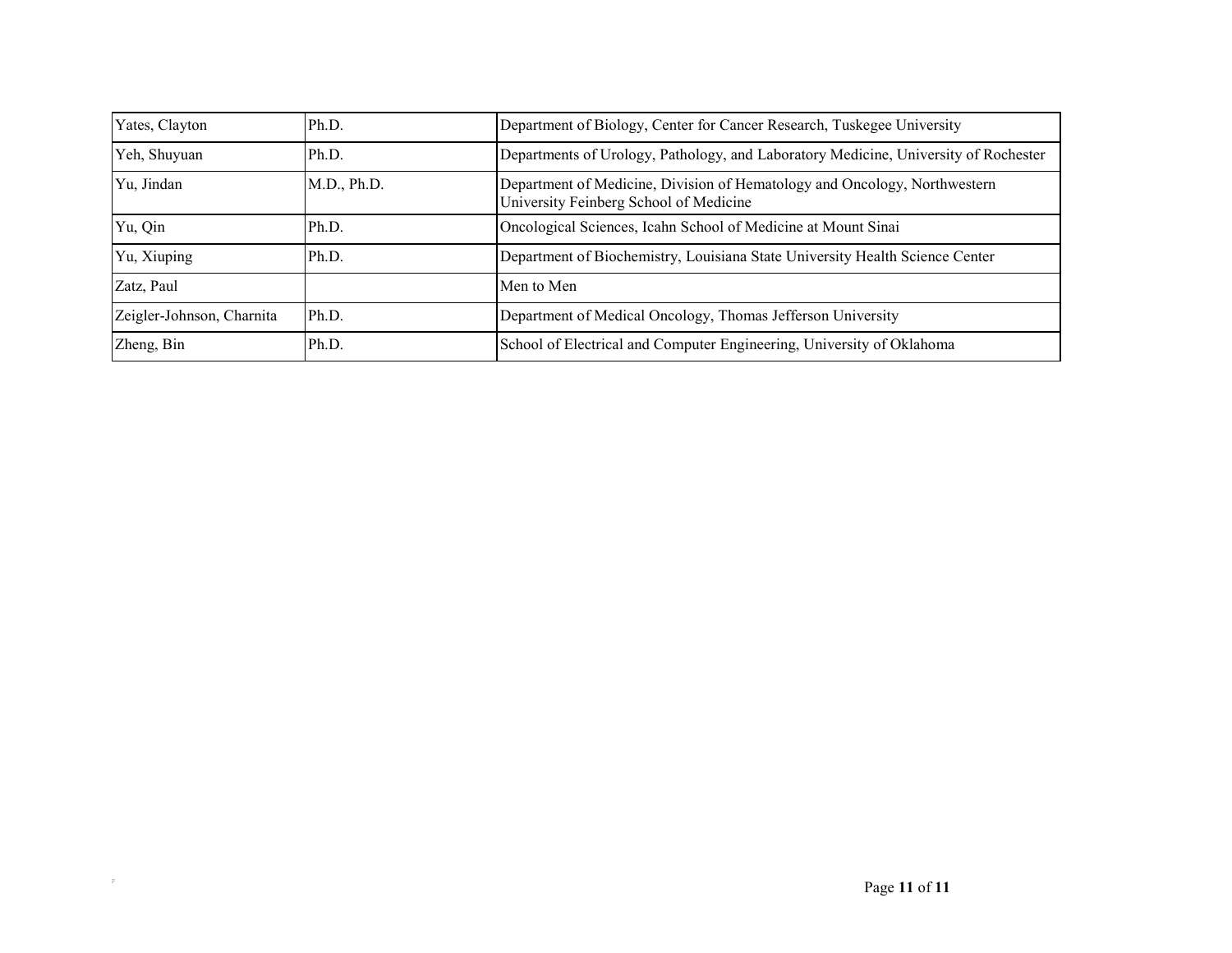| | | |
|---|---|---|
| Yates, Clayton | Ph.D. | Department of Biology, Center for Cancer Research, Tuskegee University |
| Yeh, Shuyuan | Ph.D. | Departments of Urology, Pathology, and Laboratory Medicine, University of Rochester |
| Yu, Jindan | M.D., Ph.D. | Department of Medicine, Division of Hematology and Oncology, Northwestern University Feinberg School of Medicine |
| Yu, Qin | Ph.D. | Oncological Sciences, Icahn School of Medicine at Mount Sinai |
| Yu, Xiuping | Ph.D. | Department of Biochemistry, Louisiana State University Health Science Center |
| Zatz, Paul | | Men to Men |
| Zeigler-Johnson, Charnita | Ph.D. | Department of Medical Oncology, Thomas Jefferson University |
| Zheng, Bin | Ph.D. | School of Electrical and Computer Engineering, University of Oklahoma |